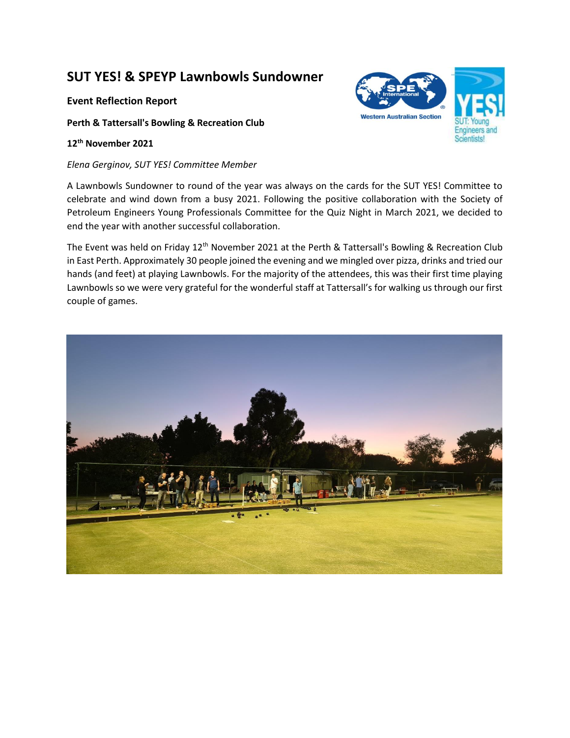# SUT YES! & SPEYP Lawnbowls Sundowner

**Event Reflection Report**

**Perth & Tattersall's Bowling & Recreation Club**

**12th November 2021**

*Elena Gerginov, SUT YES! Committee Member*

A Lawnbowls Sundowner to round of the year was always on the cards for the SUT YES! Committee to celebrate and wind down from a busy 2021. Following the positive collaboration with the Society of Petroleum Engineers Young Professionals Committee for the Quiz Night in March 2021, we decided to end the year with another successful collaboration.

The Event was held on Friday 12th November 2021 at the Perth & Tattersall's Bowling & Recreation Club in East Perth. Approximately 30 people joined the evening and we mingled over pizza, drinks and tried our hands (and feet) at playing Lawnbowls. For the majority of the attendees, this was their first time playing Lawnbowls so we were very grateful for the wonderful staff at Tattersall's for walking us through our first couple of games.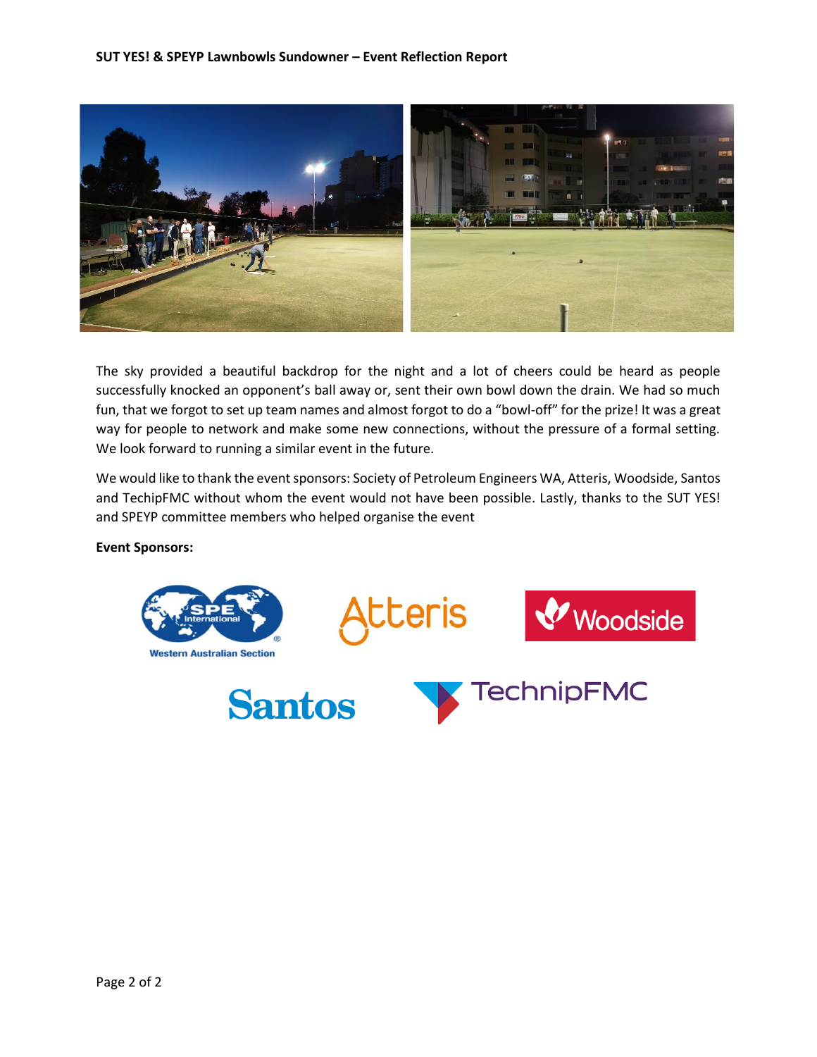The sky provided a beautiful backdrop for the night and a lot of cheers could be heard as people successfully knocked an opponent's ball away or, sent their own bowl down the drain. We had so much fun, that we forgot to set up team names and almost forgot to do a "bowl-off" for the prize! It was a great way for people to network and make some new connections, without the pressure of a formal setting. We look forward to running a similar event in the future.

We would like to thank the event sponsors: Society of Petroleum Engineers WA, Atteris, Woodside, Santos and TechipFMC without whom the event would not have been possible. Lastly, thanks to the SUT YES! and SPEYP committee members who helped organise the event

**Event Sponsors:**